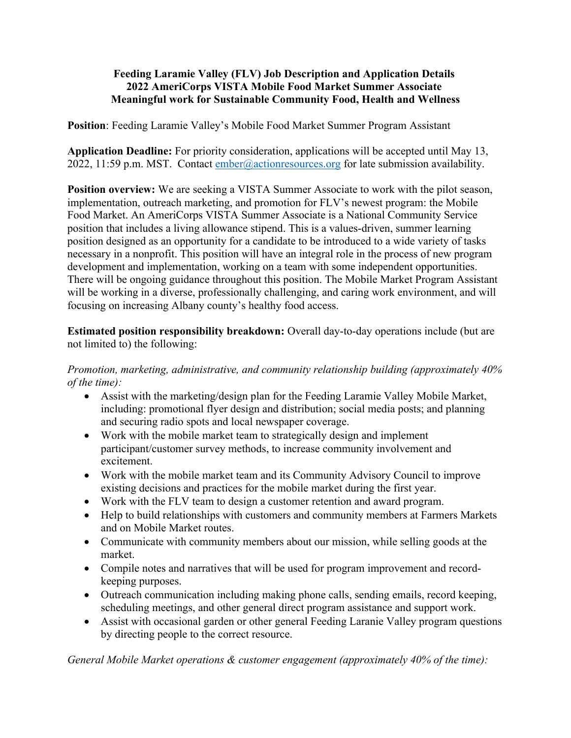**Feeding Laramie Valley (FLV) Job Description and Application Details**
**2022 AmeriCorps VISTA Mobile Food Market Summer Associate**
**Meaningful work for Sustainable Community Food, Health and Wellness**

**Position**: Feeding Laramie Valley's Mobile Food Market Summer Program Assistant

**Application Deadline:** For priority consideration, applications will be accepted until May 13, 2022, 11:59 p.m. MST. Contact ember@actionresources.org for late submission availability.

**Position overview:** We are seeking a VISTA Summer Associate to work with the pilot season, implementation, outreach marketing, and promotion for FLV's newest program: the Mobile Food Market. An AmeriCorps VISTA Summer Associate is a National Community Service position that includes a living allowance stipend. This is a values-driven, summer learning position designed as an opportunity for a candidate to be introduced to a wide variety of tasks necessary in a nonprofit. This position will have an integral role in the process of new program development and implementation, working on a team with some independent opportunities. There will be ongoing guidance throughout this position. The Mobile Market Program Assistant will be working in a diverse, professionally challenging, and caring work environment, and will focusing on increasing Albany county's healthy food access.

**Estimated position responsibility breakdown:** Overall day-to-day operations include (but are not limited to) the following:

*Promotion, marketing, administrative, and community relationship building (approximately 40% of the time):*

- Assist with the marketing/design plan for the Feeding Laramie Valley Mobile Market, including: promotional flyer design and distribution; social media posts; and planning and securing radio spots and local newspaper coverage.
- Work with the mobile market team to strategically design and implement participant/customer survey methods, to increase community involvement and excitement.
- Work with the mobile market team and its Community Advisory Council to improve existing decisions and practices for the mobile market during the first year.
- Work with the FLV team to design a customer retention and award program.
- Help to build relationships with customers and community members at Farmers Markets and on Mobile Market routes.
- Communicate with community members about our mission, while selling goods at the market.
- Compile notes and narratives that will be used for program improvement and record-keeping purposes.
- Outreach communication including making phone calls, sending emails, record keeping, scheduling meetings, and other general direct program assistance and support work.
- Assist with occasional garden or other general Feeding Laranie Valley program questions by directing people to the correct resource.

*General Mobile Market operations & customer engagement (approximately 40% of the time):*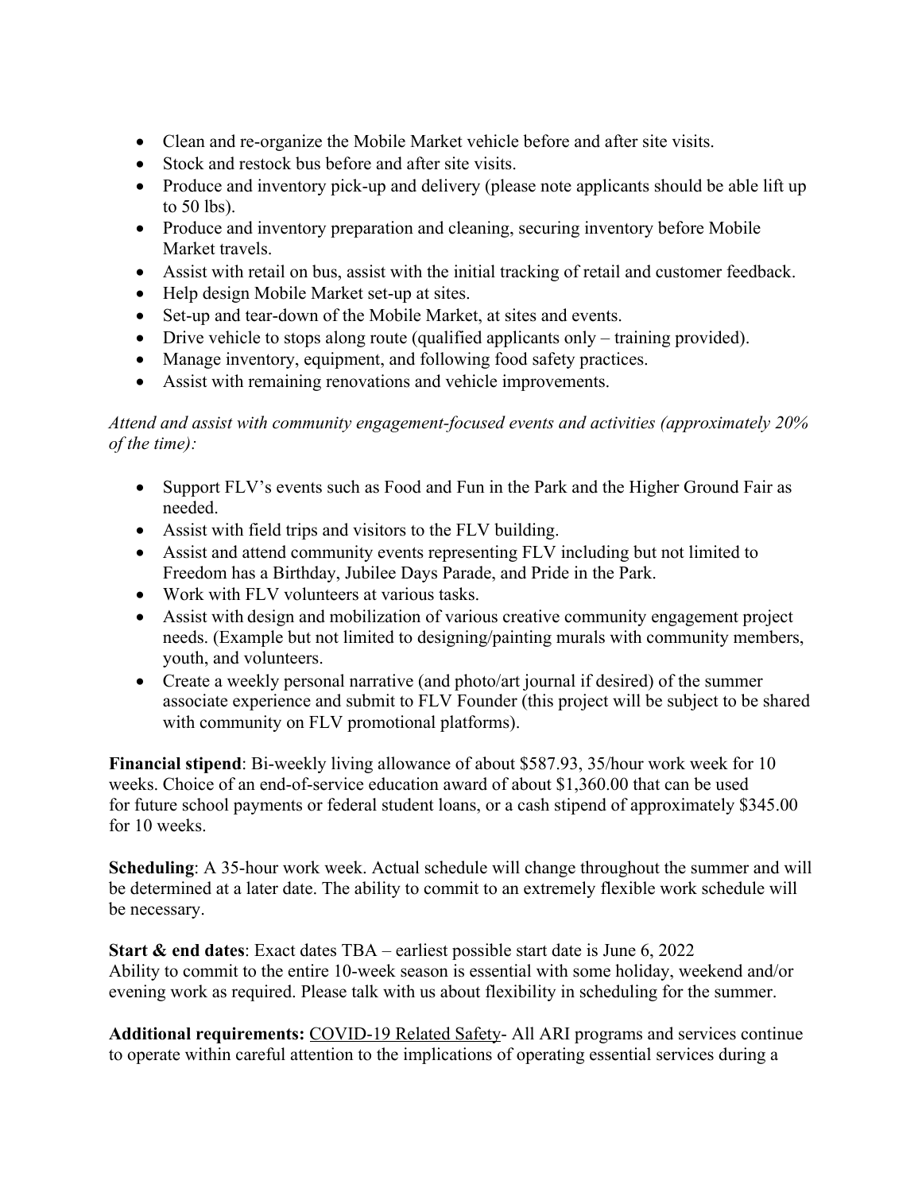- Clean and re-organize the Mobile Market vehicle before and after site visits.
- Stock and restock bus before and after site visits.
- Produce and inventory pick-up and delivery (please note applicants should be able lift up to 50 lbs).
- Produce and inventory preparation and cleaning, securing inventory before Mobile Market travels.
- Assist with retail on bus, assist with the initial tracking of retail and customer feedback.
- Help design Mobile Market set-up at sites.
- Set-up and tear-down of the Mobile Market, at sites and events.
- Drive vehicle to stops along route (qualified applicants only – training provided).
- Manage inventory, equipment, and following food safety practices.
- Assist with remaining renovations and vehicle improvements.

*Attend and assist with community engagement-focused events and activities (approximately 20% of the time):*

- Support FLV's events such as Food and Fun in the Park and the Higher Ground Fair as needed.
- Assist with field trips and visitors to the FLV building.
- Assist and attend community events representing FLV including but not limited to Freedom has a Birthday, Jubilee Days Parade, and Pride in the Park.
- Work with FLV volunteers at various tasks.
- Assist with design and mobilization of various creative community engagement project needs. (Example but not limited to designing/painting murals with community members, youth, and volunteers.
- Create a weekly personal narrative (and photo/art journal if desired) of the summer associate experience and submit to FLV Founder (this project will be subject to be shared with community on FLV promotional platforms).

**Financial stipend**: Bi-weekly living allowance of about $587.93, 35/hour work week for 10 weeks. Choice of an end-of-service education award of about $1,360.00 that can be used for future school payments or federal student loans, or a cash stipend of approximately $345.00 for 10 weeks.

**Scheduling**: A 35-hour work week. Actual schedule will change throughout the summer and will be determined at a later date. The ability to commit to an extremely flexible work schedule will be necessary.

**Start & end dates**: Exact dates TBA – earliest possible start date is June 6, 2022
Ability to commit to the entire 10-week season is essential with some holiday, weekend and/or evening work as required. Please talk with us about flexibility in scheduling for the summer.

**Additional requirements:** COVID-19 Related Safety- All ARI programs and services continue to operate within careful attention to the implications of operating essential services during a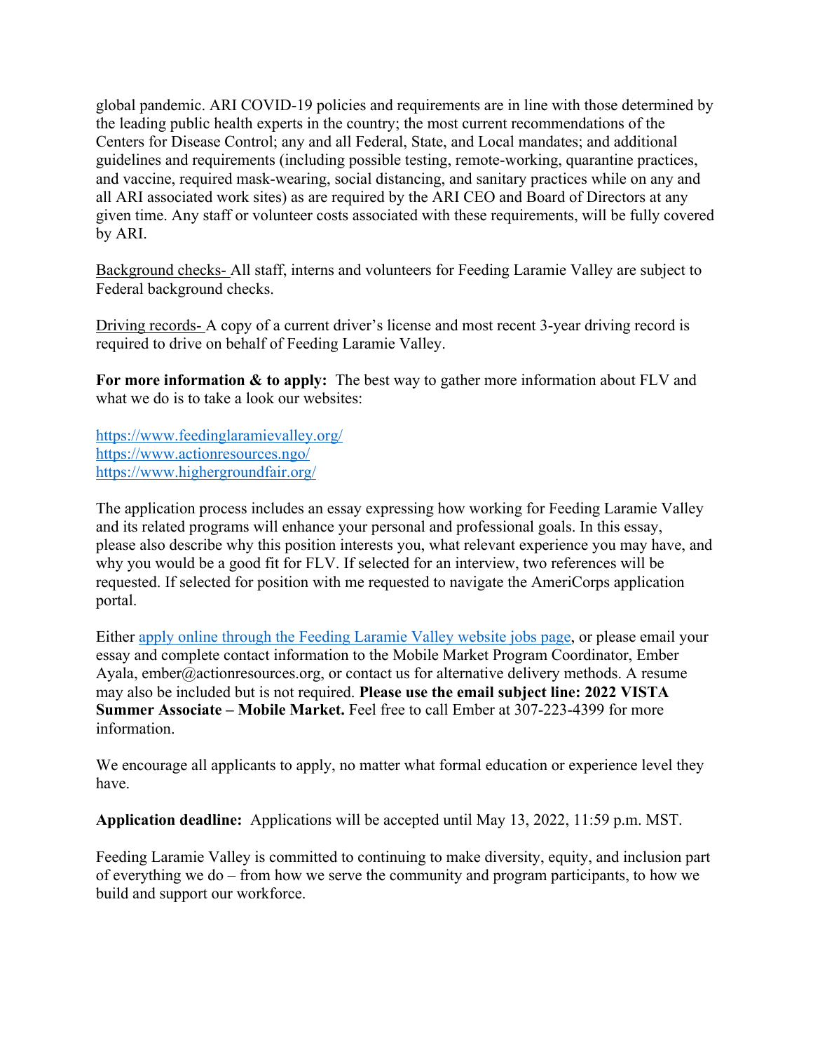global pandemic. ARI COVID-19 policies and requirements are in line with those determined by the leading public health experts in the country; the most current recommendations of the Centers for Disease Control; any and all Federal, State, and Local mandates; and additional guidelines and requirements (including possible testing, remote-working, quarantine practices, and vaccine, required mask-wearing, social distancing, and sanitary practices while on any and all ARI associated work sites) as are required by the ARI CEO and Board of Directors at any given time. Any staff or volunteer costs associated with these requirements, will be fully covered by ARI.

Background checks- All staff, interns and volunteers for Feeding Laramie Valley are subject to Federal background checks.

Driving records- A copy of a current driver's license and most recent 3-year driving record is required to drive on behalf of Feeding Laramie Valley.

**For more information & to apply:** The best way to gather more information about FLV and what we do is to take a look our websites:

https://www.feedinglaramievalley.org/
https://www.actionresources.ngo/
https://www.highergroundfair.org/

The application process includes an essay expressing how working for Feeding Laramie Valley and its related programs will enhance your personal and professional goals. In this essay, please also describe why this position interests you, what relevant experience you may have, and why you would be a good fit for FLV. If selected for an interview, two references will be requested. If selected for position with me requested to navigate the AmeriCorps application portal.

Either apply online through the Feeding Laramie Valley website jobs page, or please email your essay and complete contact information to the Mobile Market Program Coordinator, Ember Ayala, ember@actionresources.org, or contact us for alternative delivery methods. A resume may also be included but is not required. **Please use the email subject line: 2022 VISTA Summer Associate – Mobile Market.** Feel free to call Ember at 307-223-4399 for more information.

We encourage all applicants to apply, no matter what formal education or experience level they have.

**Application deadline:** Applications will be accepted until May 13, 2022, 11:59 p.m. MST.

Feeding Laramie Valley is committed to continuing to make diversity, equity, and inclusion part of everything we do – from how we serve the community and program participants, to how we build and support our workforce.